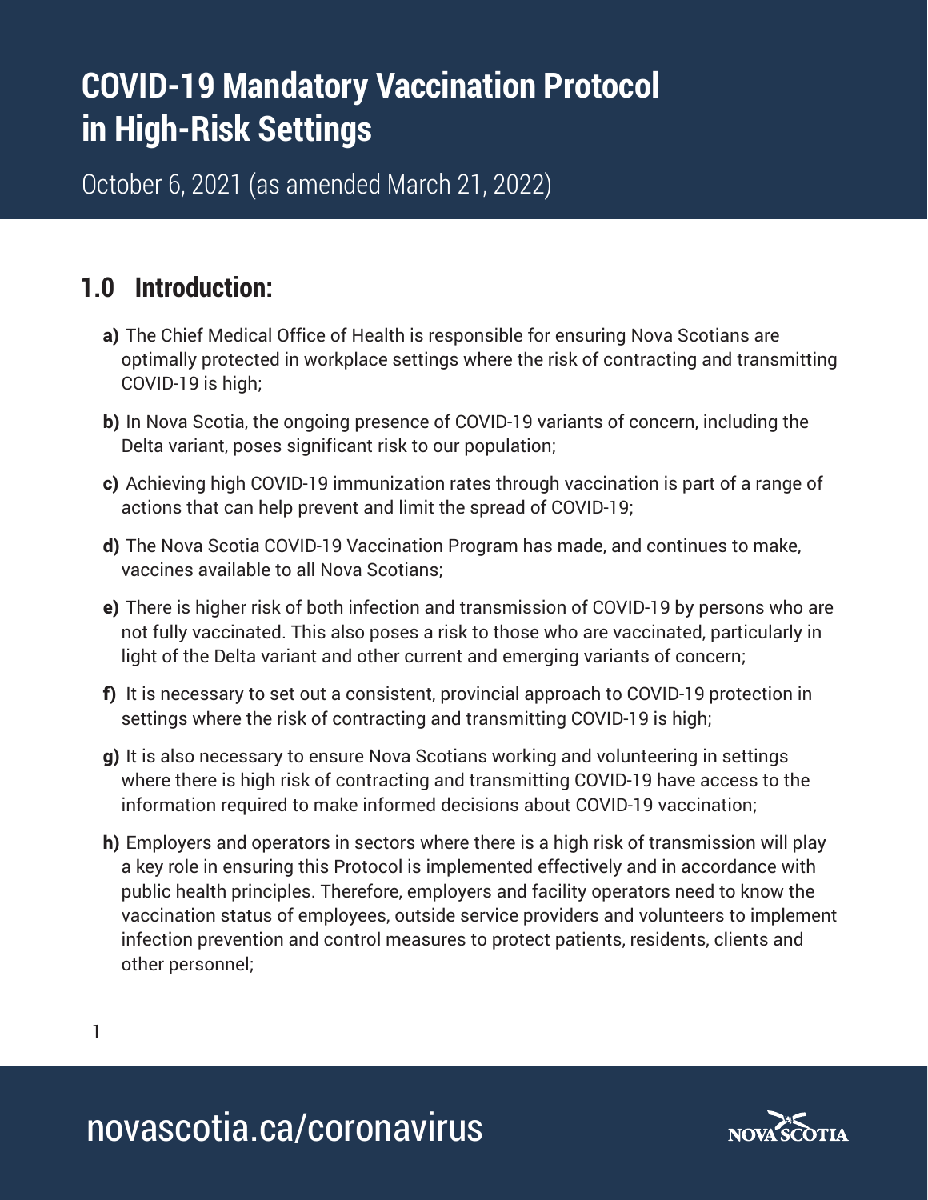# COVID-19 Mandatory Vaccination Protocol in High-Risk Settings

October 6, 2021 (as amended March 21, 2022)

## 1.0 Introduction:

**a)** The Chief Medical Office of Health is responsible for ensuring Nova Scotians are optimally protected in workplace settings where the risk of contracting and transmitting COVID-19 is high;

**b)** In Nova Scotia, the ongoing presence of COVID-19 variants of concern, including the Delta variant, poses significant risk to our population;

**c)** Achieving high COVID-19 immunization rates through vaccination is part of a range of actions that can help prevent and limit the spread of COVID-19;

**d)** The Nova Scotia COVID-19 Vaccination Program has made, and continues to make, vaccines available to all Nova Scotians;

**e)** There is higher risk of both infection and transmission of COVID-19 by persons who are not fully vaccinated. This also poses a risk to those who are vaccinated, particularly in light of the Delta variant and other current and emerging variants of concern;

**f)** It is necessary to set out a consistent, provincial approach to COVID-19 protection in settings where the risk of contracting and transmitting COVID-19 is high;

**g)** It is also necessary to ensure Nova Scotians working and volunteering in settings where there is high risk of contracting and transmitting COVID-19 have access to the information required to make informed decisions about COVID-19 vaccination;

**h)** Employers and operators in sectors where there is a high risk of transmission will play a key role in ensuring this Protocol is implemented effectively and in accordance with public health principles. Therefore, employers and facility operators need to know the vaccination status of employees, outside service providers and volunteers to implement infection prevention and control measures to protect patients, residents, clients and other personnel;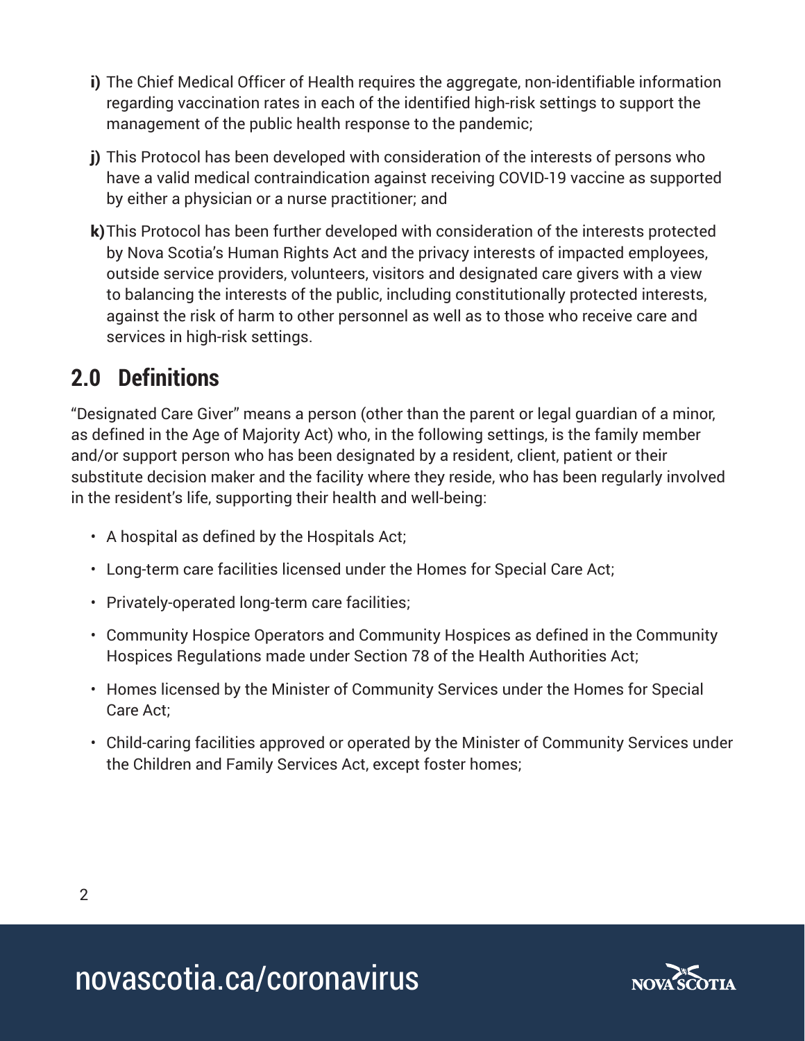**i)** The Chief Medical Officer of Health requires the aggregate, non-identifiable information regarding vaccination rates in each of the identified high-risk settings to support the management of the public health response to the pandemic;

**j)** This Protocol has been developed with consideration of the interests of persons who have a valid medical contraindication against receiving COVID-19 vaccine as supported by either a physician or a nurse practitioner; and

**k)** This Protocol has been further developed with consideration of the interests protected by Nova Scotia's Human Rights Act and the privacy interests of impacted employees, outside service providers, volunteers, visitors and designated care givers with a view to balancing the interests of the public, including constitutionally protected interests, against the risk of harm to other personnel as well as to those who receive care and services in high-risk settings.

## 2.0 Definitions

"Designated Care Giver" means a person (other than the parent or legal guardian of a minor, as defined in the Age of Majority Act) who, in the following settings, is the family member and/or support person who has been designated by a resident, client, patient or their substitute decision maker and the facility where they reside, who has been regularly involved in the resident's life, supporting their health and well-being:

- A hospital as defined by the Hospitals Act;
- Long-term care facilities licensed under the Homes for Special Care Act;
- Privately-operated long-term care facilities;
- Community Hospice Operators and Community Hospices as defined in the Community Hospices Regulations made under Section 78 of the Health Authorities Act;
- Homes licensed by the Minister of Community Services under the Homes for Special Care Act;
- Child-caring facilities approved or operated by the Minister of Community Services under the Children and Family Services Act, except foster homes;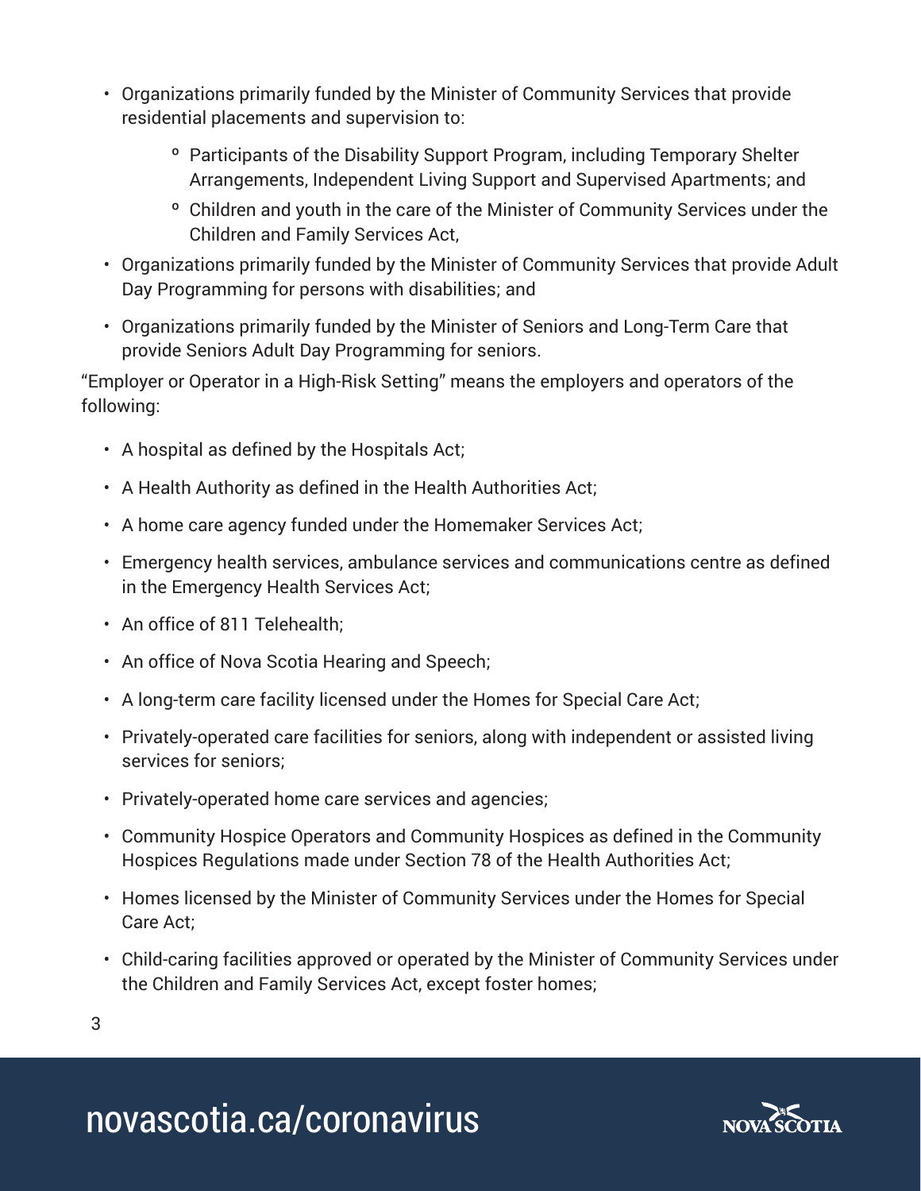- Organizations primarily funded by the Minister of Community Services that provide residential placements and supervision to:
    - Participants of the Disability Support Program, including Temporary Shelter Arrangements, Independent Living Support and Supervised Apartments; and
    - Children and youth in the care of the Minister of Community Services under the Children and Family Services Act,
- Organizations primarily funded by the Minister of Community Services that provide Adult Day Programming for persons with disabilities; and
- Organizations primarily funded by the Minister of Seniors and Long-Term Care that provide Seniors Adult Day Programming for seniors.

“Employer or Operator in a High-Risk Setting” means the employers and operators of the following:

- A hospital as defined by the Hospitals Act;
- A Health Authority as defined in the Health Authorities Act;
- A home care agency funded under the Homemaker Services Act;
- Emergency health services, ambulance services and communications centre as defined in the Emergency Health Services Act;
- An office of 811 Telehealth;
- An office of Nova Scotia Hearing and Speech;
- A long-term care facility licensed under the Homes for Special Care Act;
- Privately-operated care facilities for seniors, along with independent or assisted living services for seniors;
- Privately-operated home care services and agencies;
- Community Hospice Operators and Community Hospices as defined in the Community Hospices Regulations made under Section 78 of the Health Authorities Act;
- Homes licensed by the Minister of Community Services under the Homes for Special Care Act;
- Child-caring facilities approved or operated by the Minister of Community Services under the Children and Family Services Act, except foster homes;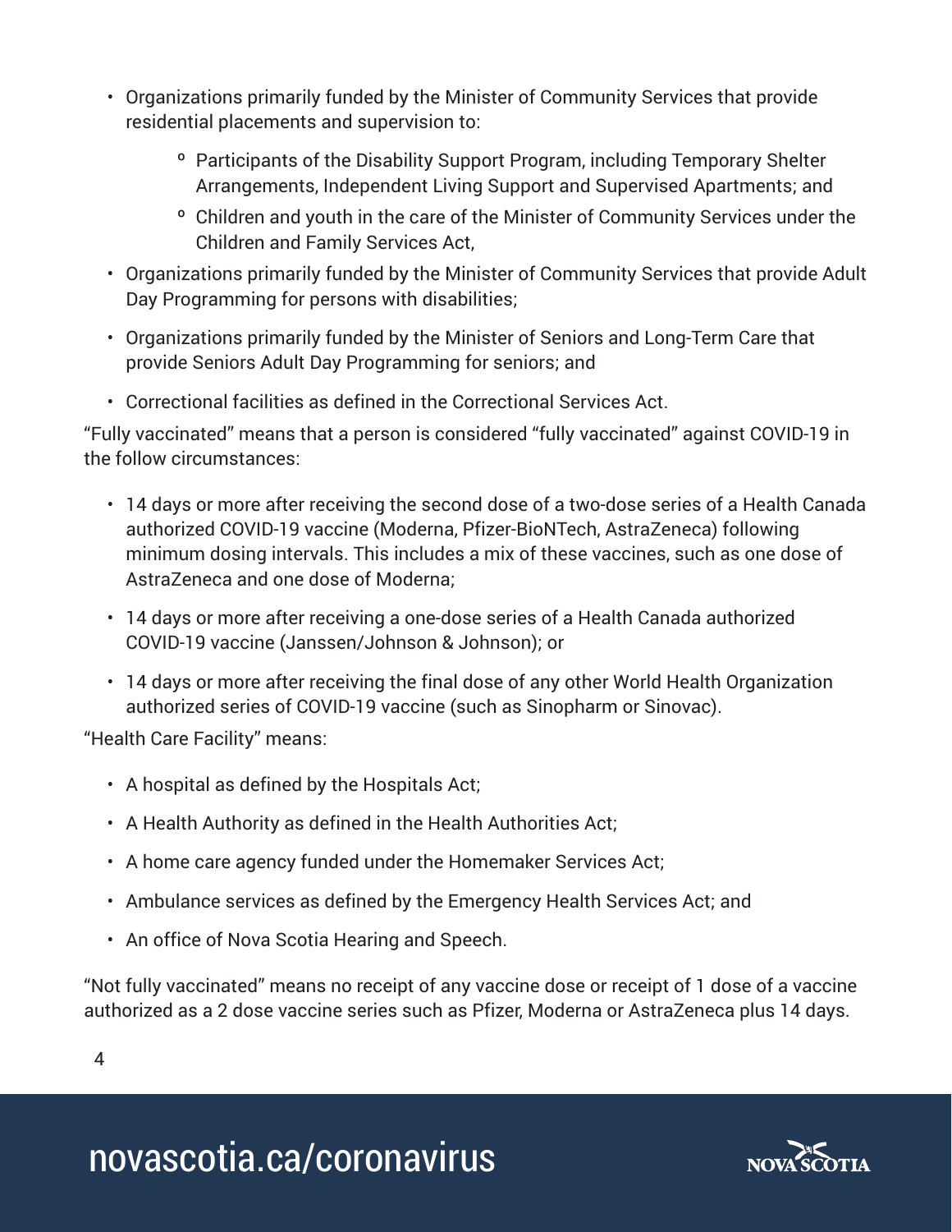- Organizations primarily funded by the Minister of Community Services that provide residential placements and supervision to:
    - Participants of the Disability Support Program, including Temporary Shelter Arrangements, Independent Living Support and Supervised Apartments; and
    - Children and youth in the care of the Minister of Community Services under the Children and Family Services Act,
- Organizations primarily funded by the Minister of Community Services that provide Adult Day Programming for persons with disabilities;
- Organizations primarily funded by the Minister of Seniors and Long-Term Care that provide Seniors Adult Day Programming for seniors; and
- Correctional facilities as defined in the Correctional Services Act.

“Fully vaccinated” means that a person is considered “fully vaccinated” against COVID-19 in the follow circumstances:

- 14 days or more after receiving the second dose of a two-dose series of a Health Canada authorized COVID-19 vaccine (Moderna, Pfizer-BioNTech, AstraZeneca) following minimum dosing intervals. This includes a mix of these vaccines, such as one dose of AstraZeneca and one dose of Moderna;
- 14 days or more after receiving a one-dose series of a Health Canada authorized COVID-19 vaccine (Janssen/Johnson & Johnson); or
- 14 days or more after receiving the final dose of any other World Health Organization authorized series of COVID-19 vaccine (such as Sinopharm or Sinovac).

“Health Care Facility” means:

- A hospital as defined by the Hospitals Act;
- A Health Authority as defined in the Health Authorities Act;
- A home care agency funded under the Homemaker Services Act;
- Ambulance services as defined by the Emergency Health Services Act; and
- An office of Nova Scotia Hearing and Speech.

“Not fully vaccinated” means no receipt of any vaccine dose or receipt of 1 dose of a vaccine authorized as a 2 dose vaccine series such as Pfizer, Moderna or AstraZeneca plus 14 days.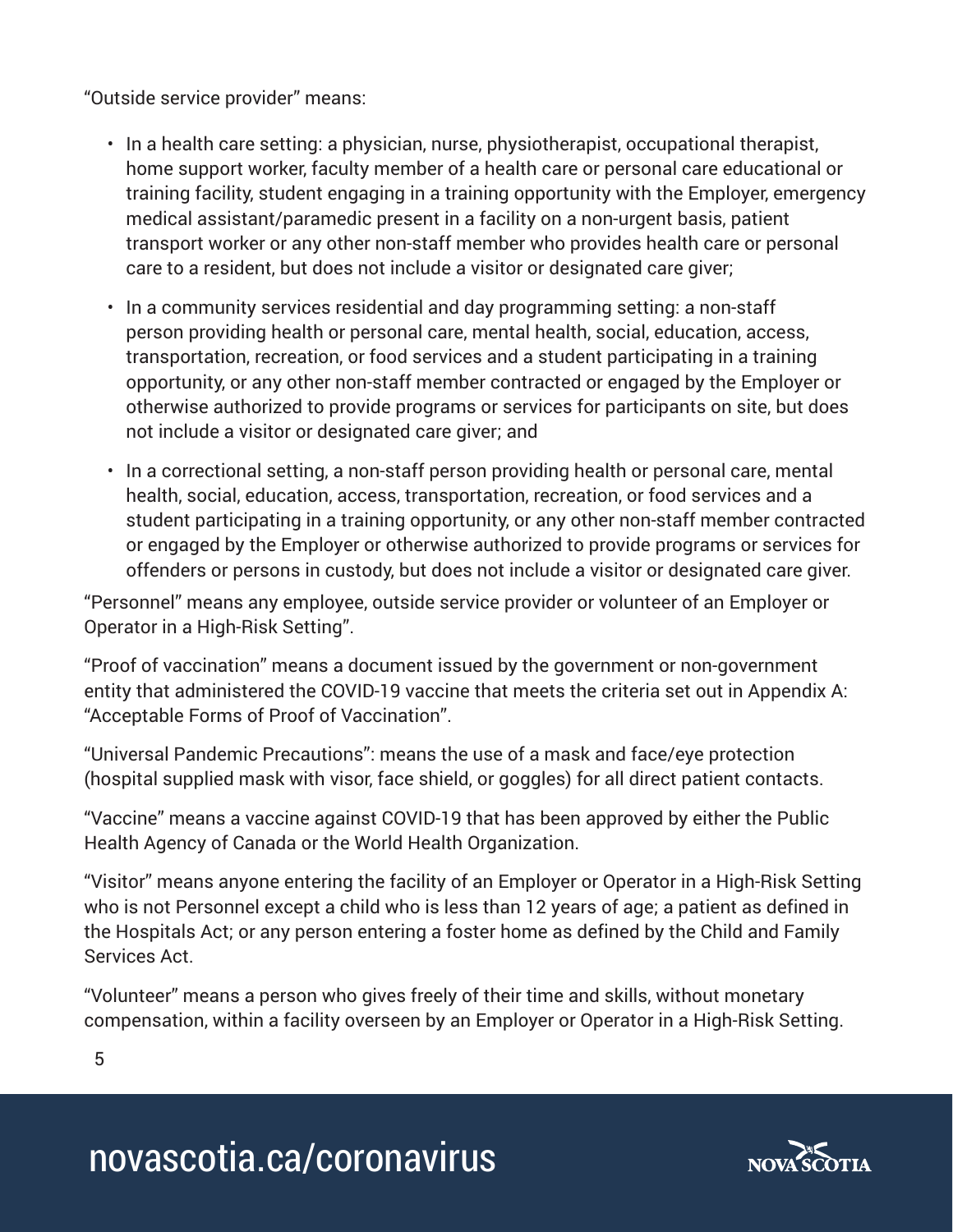"Outside service provider" means:

- In a health care setting: a physician, nurse, physiotherapist, occupational therapist, home support worker, faculty member of a health care or personal care educational or training facility, student engaging in a training opportunity with the Employer, emergency medical assistant/paramedic present in a facility on a non-urgent basis, patient transport worker or any other non-staff member who provides health care or personal care to a resident, but does not include a visitor or designated care giver;
- In a community services residential and day programming setting: a non-staff person providing health or personal care, mental health, social, education, access, transportation, recreation, or food services and a student participating in a training opportunity, or any other non-staff member contracted or engaged by the Employer or otherwise authorized to provide programs or services for participants on site, but does not include a visitor or designated care giver; and
- In a correctional setting, a non-staff person providing health or personal care, mental health, social, education, access, transportation, recreation, or food services and a student participating in a training opportunity, or any other non-staff member contracted or engaged by the Employer or otherwise authorized to provide programs or services for offenders or persons in custody, but does not include a visitor or designated care giver.

"Personnel" means any employee, outside service provider or volunteer of an Employer or Operator in a High-Risk Setting".

"Proof of vaccination" means a document issued by the government or non-government entity that administered the COVID-19 vaccine that meets the criteria set out in Appendix A: "Acceptable Forms of Proof of Vaccination".

"Universal Pandemic Precautions": means the use of a mask and face/eye protection (hospital supplied mask with visor, face shield, or goggles) for all direct patient contacts.

"Vaccine" means a vaccine against COVID-19 that has been approved by either the Public Health Agency of Canada or the World Health Organization.

"Visitor" means anyone entering the facility of an Employer or Operator in a High-Risk Setting who is not Personnel except a child who is less than 12 years of age; a patient as defined in the Hospitals Act; or any person entering a foster home as defined by the Child and Family Services Act.

"Volunteer" means a person who gives freely of their time and skills, without monetary compensation, within a facility overseen by an Employer or Operator in a High-Risk Setting.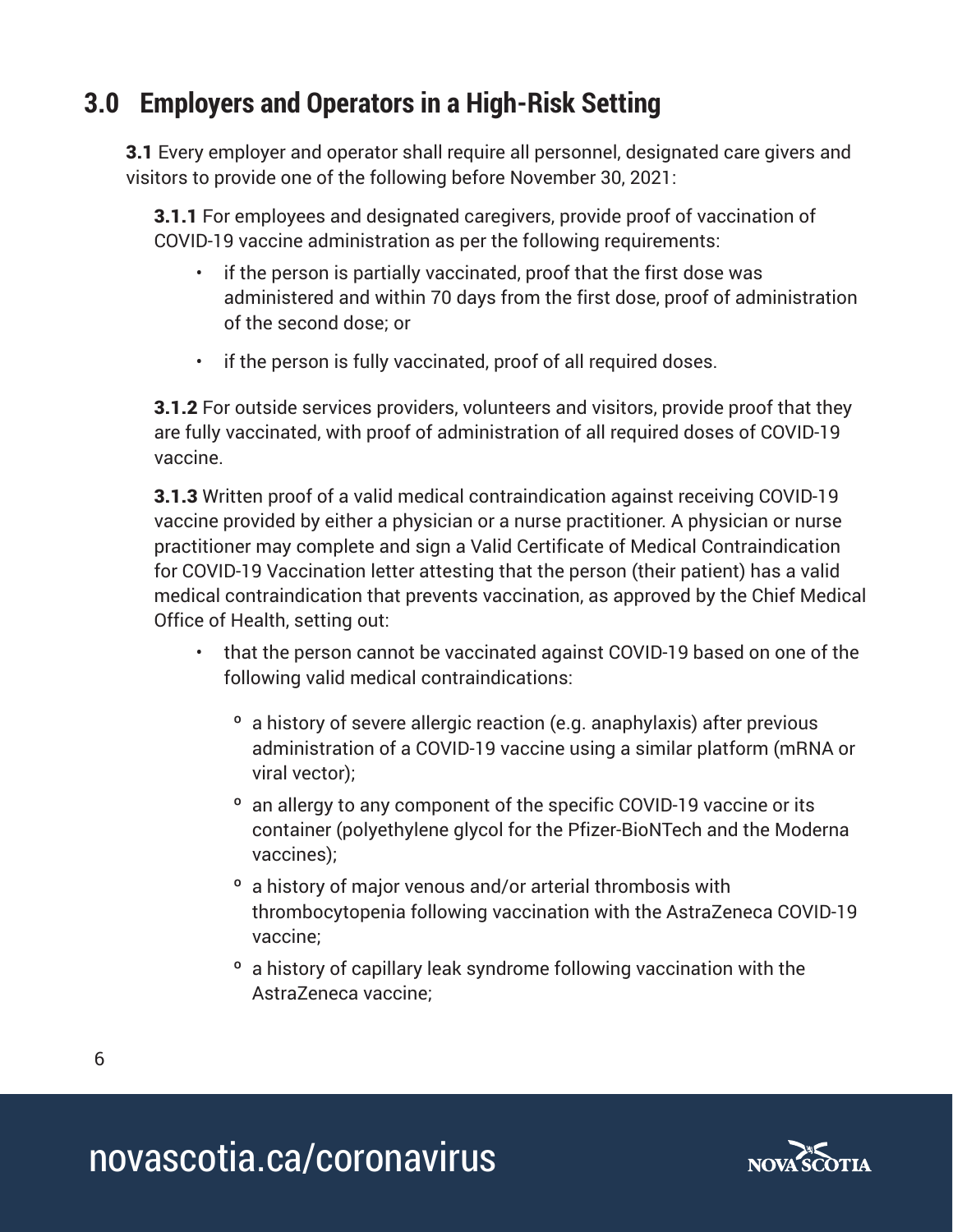## 3.0 Employers and Operators in a High-Risk Setting

**3.1** Every employer and operator shall require all personnel, designated care givers and visitors to provide one of the following before November 30, 2021:

**3.1.1** For employees and designated caregivers, provide proof of vaccination of COVID-19 vaccine administration as per the following requirements:

- if the person is partially vaccinated, proof that the first dose was administered and within 70 days from the first dose, proof of administration of the second dose; or
- if the person is fully vaccinated, proof of all required doses.

**3.1.2** For outside services providers, volunteers and visitors, provide proof that they are fully vaccinated, with proof of administration of all required doses of COVID-19 vaccine.

**3.1.3** Written proof of a valid medical contraindication against receiving COVID-19 vaccine provided by either a physician or a nurse practitioner. A physician or nurse practitioner may complete and sign a Valid Certificate of Medical Contraindication for COVID-19 Vaccination letter attesting that the person (their patient) has a valid medical contraindication that prevents vaccination, as approved by the Chief Medical Office of Health, setting out:

- that the person cannot be vaccinated against COVID-19 based on one of the following valid medical contraindications:
  - a history of severe allergic reaction (e.g. anaphylaxis) after previous administration of a COVID-19 vaccine using a similar platform (mRNA or viral vector);
  - an allergy to any component of the specific COVID-19 vaccine or its container (polyethylene glycol for the Pfizer-BioNTech and the Moderna vaccines);
  - a history of major venous and/or arterial thrombosis with thrombocytopenia following vaccination with the AstraZeneca COVID-19 vaccine;
  - a history of capillary leak syndrome following vaccination with the AstraZeneca vaccine;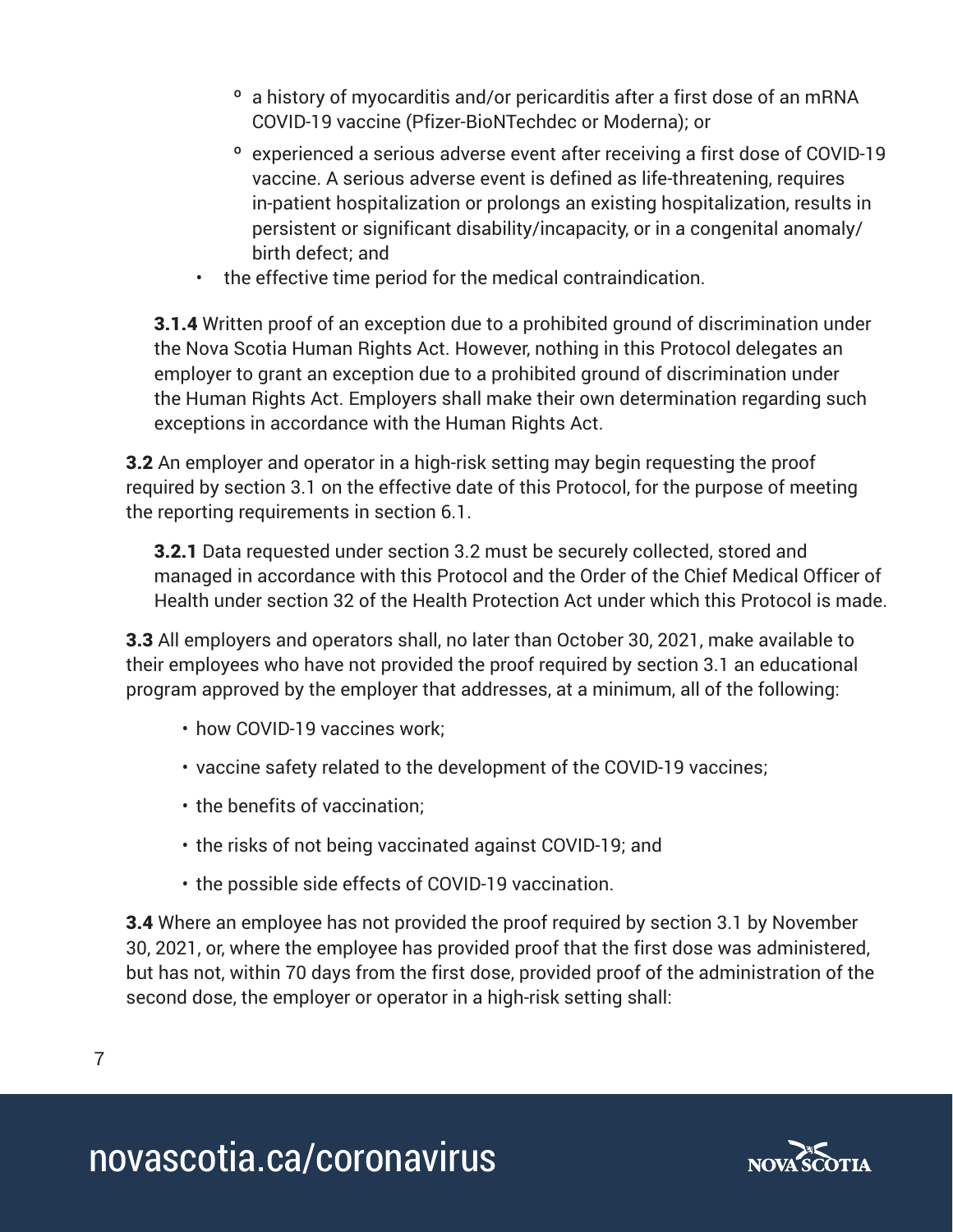- a history of myocarditis and/or pericarditis after a first dose of an mRNA COVID-19 vaccine (Pfizer-BioNTechdec or Moderna); or
   - experienced a serious adverse event after receiving a first dose of COVID-19 vaccine. A serious adverse event is defined as life-threatening, requires in-patient hospitalization or prolongs an existing hospitalization, results in persistent or significant disability/incapacity, or in a congenital anomaly/ birth defect; and
- the effective time period for the medical contraindication.

**3.1.4** Written proof of an exception due to a prohibited ground of discrimination under the Nova Scotia Human Rights Act. However, nothing in this Protocol delegates an employer to grant an exception due to a prohibited ground of discrimination under the Human Rights Act. Employers shall make their own determination regarding such exceptions in accordance with the Human Rights Act.

**3.2** An employer and operator in a high-risk setting may begin requesting the proof required by section 3.1 on the effective date of this Protocol, for the purpose of meeting the reporting requirements in section 6.1.

**3.2.1** Data requested under section 3.2 must be securely collected, stored and managed in accordance with this Protocol and the Order of the Chief Medical Officer of Health under section 32 of the Health Protection Act under which this Protocol is made.

**3.3** All employers and operators shall, no later than October 30, 2021, make available to their employees who have not provided the proof required by section 3.1 an educational program approved by the employer that addresses, at a minimum, all of the following:

- how COVID-19 vaccines work;
- vaccine safety related to the development of the COVID-19 vaccines;
- the benefits of vaccination;
- the risks of not being vaccinated against COVID-19; and
- the possible side effects of COVID-19 vaccination.

**3.4** Where an employee has not provided the proof required by section 3.1 by November 30, 2021, or, where the employee has provided proof that the first dose was administered, but has not, within 70 days from the first dose, provided proof of the administration of the second dose, the employer or operator in a high-risk setting shall: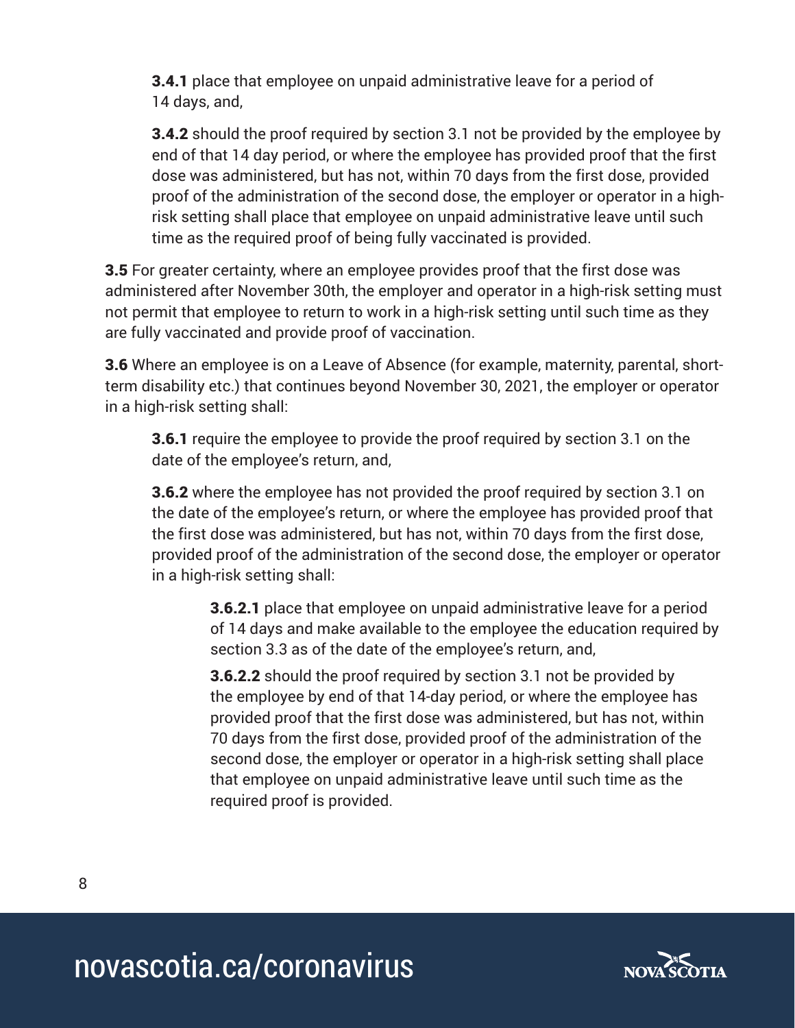**3.4.1** place that employee on unpaid administrative leave for a period of 14 days, and,

**3.4.2** should the proof required by section 3.1 not be provided by the employee by end of that 14 day period, or where the employee has provided proof that the first dose was administered, but has not, within 70 days from the first dose, provided proof of the administration of the second dose, the employer or operator in a high-risk setting shall place that employee on unpaid administrative leave until such time as the required proof of being fully vaccinated is provided.

**3.5** For greater certainty, where an employee provides proof that the first dose was administered after November 30th, the employer and operator in a high-risk setting must not permit that employee to return to work in a high-risk setting until such time as they are fully vaccinated and provide proof of vaccination.

**3.6** Where an employee is on a Leave of Absence (for example, maternity, parental, short-term disability etc.) that continues beyond November 30, 2021, the employer or operator in a high-risk setting shall:

**3.6.1** require the employee to provide the proof required by section 3.1 on the date of the employee's return, and,

**3.6.2** where the employee has not provided the proof required by section 3.1 on the date of the employee's return, or where the employee has provided proof that the first dose was administered, but has not, within 70 days from the first dose, provided proof of the administration of the second dose, the employer or operator in a high-risk setting shall:

**3.6.2.1** place that employee on unpaid administrative leave for a period of 14 days and make available to the employee the education required by section 3.3 as of the date of the employee's return, and,

**3.6.2.2** should the proof required by section 3.1 not be provided by the employee by end of that 14-day period, or where the employee has provided proof that the first dose was administered, but has not, within 70 days from the first dose, provided proof of the administration of the second dose, the employer or operator in a high-risk setting shall place that employee on unpaid administrative leave until such time as the required proof is provided.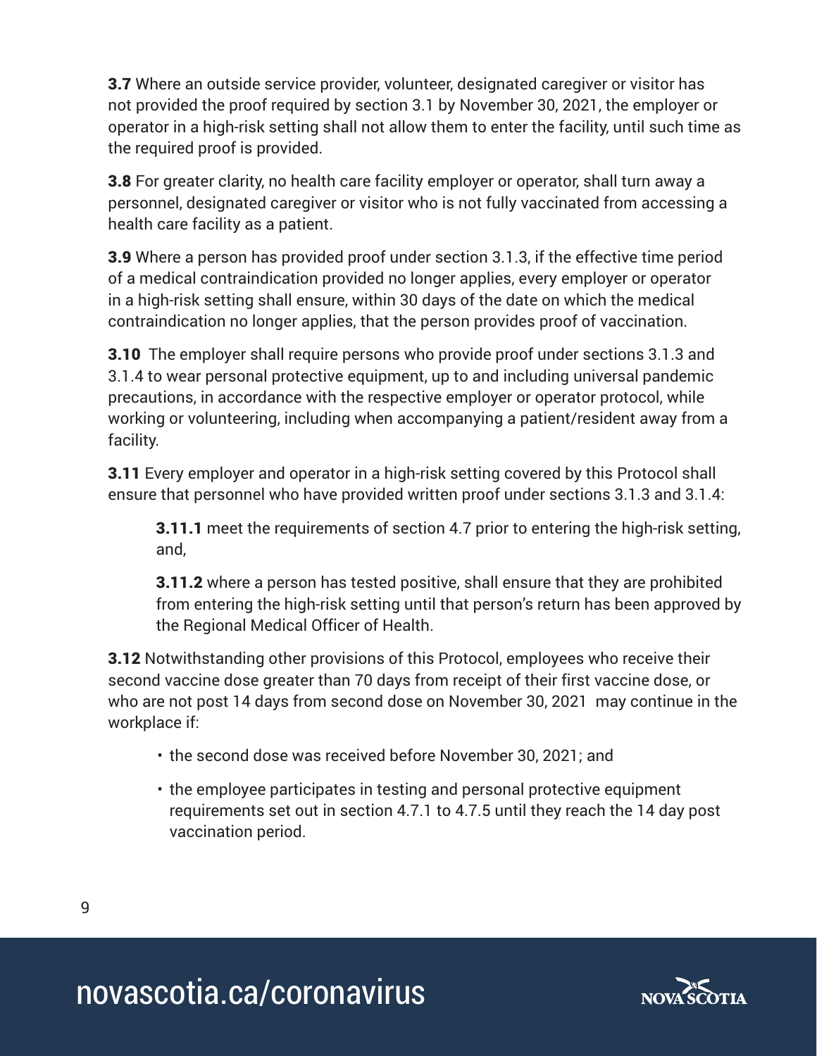**3.7** Where an outside service provider, volunteer, designated caregiver or visitor has not provided the proof required by section 3.1 by November 30, 2021, the employer or operator in a high-risk setting shall not allow them to enter the facility, until such time as the required proof is provided.

**3.8** For greater clarity, no health care facility employer or operator, shall turn away a personnel, designated caregiver or visitor who is not fully vaccinated from accessing a health care facility as a patient.

**3.9** Where a person has provided proof under section 3.1.3, if the effective time period of a medical contraindication provided no longer applies, every employer or operator in a high-risk setting shall ensure, within 30 days of the date on which the medical contraindication no longer applies, that the person provides proof of vaccination.

**3.10** The employer shall require persons who provide proof under sections 3.1.3 and 3.1.4 to wear personal protective equipment, up to and including universal pandemic precautions, in accordance with the respective employer or operator protocol, while working or volunteering, including when accompanying a patient/resident away from a facility.

**3.11** Every employer and operator in a high-risk setting covered by this Protocol shall ensure that personnel who have provided written proof under sections 3.1.3 and 3.1.4:

> **3.11.1** meet the requirements of section 4.7 prior to entering the high-risk setting, and,
>
> **3.11.2** where a person has tested positive, shall ensure that they are prohibited from entering the high-risk setting until that person's return has been approved by the Regional Medical Officer of Health.

**3.12** Notwithstanding other provisions of this Protocol, employees who receive their second vaccine dose greater than 70 days from receipt of their first vaccine dose, or who are not post 14 days from second dose on November 30, 2021 may continue in the workplace if:

- the second dose was received before November 30, 2021; and
- the employee participates in testing and personal protective equipment requirements set out in section 4.7.1 to 4.7.5 until they reach the 14 day post vaccination period.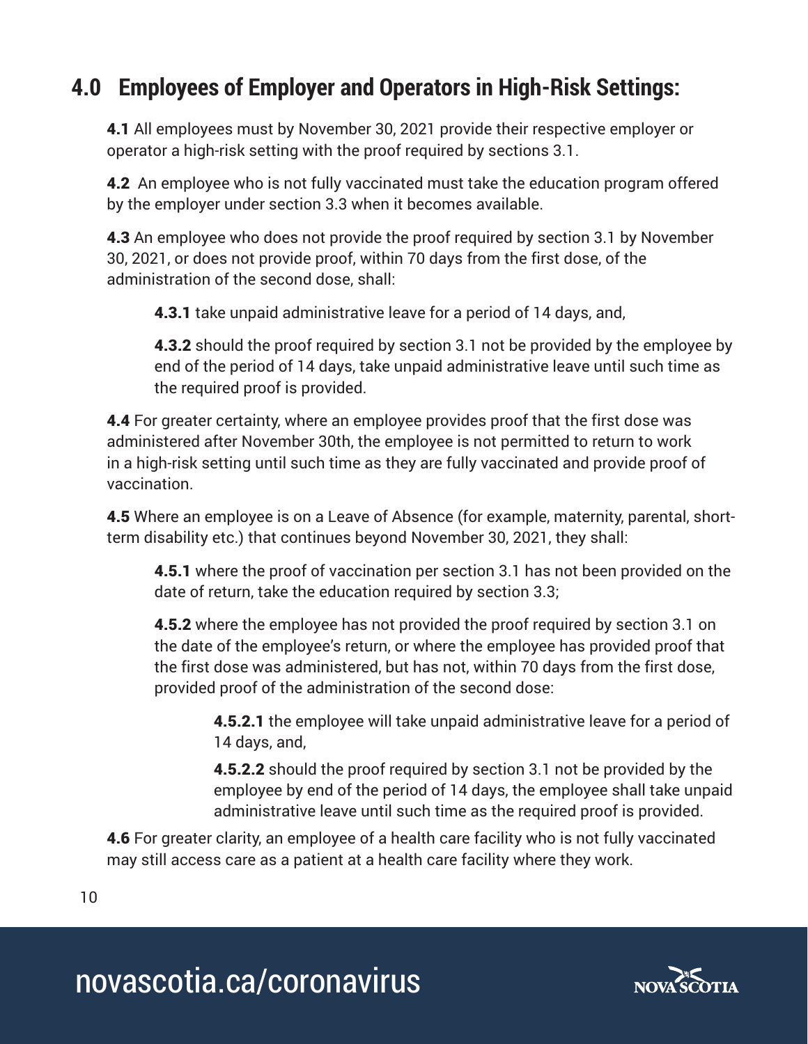## 4.0 Employees of Employer and Operators in High-Risk Settings:

**4.1** All employees must by November 30, 2021 provide their respective employer or operator a high-risk setting with the proof required by sections 3.1.

**4.2** An employee who is not fully vaccinated must take the education program offered by the employer under section 3.3 when it becomes available.

**4.3** An employee who does not provide the proof required by section 3.1 by November 30, 2021, or does not provide proof, within 70 days from the first dose, of the administration of the second dose, shall:

> **4.3.1** take unpaid administrative leave for a period of 14 days, and,
>
> **4.3.2** should the proof required by section 3.1 not be provided by the employee by end of the period of 14 days, take unpaid administrative leave until such time as the required proof is provided.

**4.4** For greater certainty, where an employee provides proof that the first dose was administered after November 30th, the employee is not permitted to return to work in a high-risk setting until such time as they are fully vaccinated and provide proof of vaccination.

**4.5** Where an employee is on a Leave of Absence (for example, maternity, parental, short-term disability etc.) that continues beyond November 30, 2021, they shall:

> **4.5.1** where the proof of vaccination per section 3.1 has not been provided on the date of return, take the education required by section 3.3;
>
> **4.5.2** where the employee has not provided the proof required by section 3.1 on the date of the employee's return, or where the employee has provided proof that the first dose was administered, but has not, within 70 days from the first dose, provided proof of the administration of the second dose:
>
> > **4.5.2.1** the employee will take unpaid administrative leave for a period of 14 days, and,
> >
> > **4.5.2.2** should the proof required by section 3.1 not be provided by the employee by end of the period of 14 days, the employee shall take unpaid administrative leave until such time as the required proof is provided.

**4.6** For greater clarity, an employee of a health care facility who is not fully vaccinated may still access care as a patient at a health care facility where they work.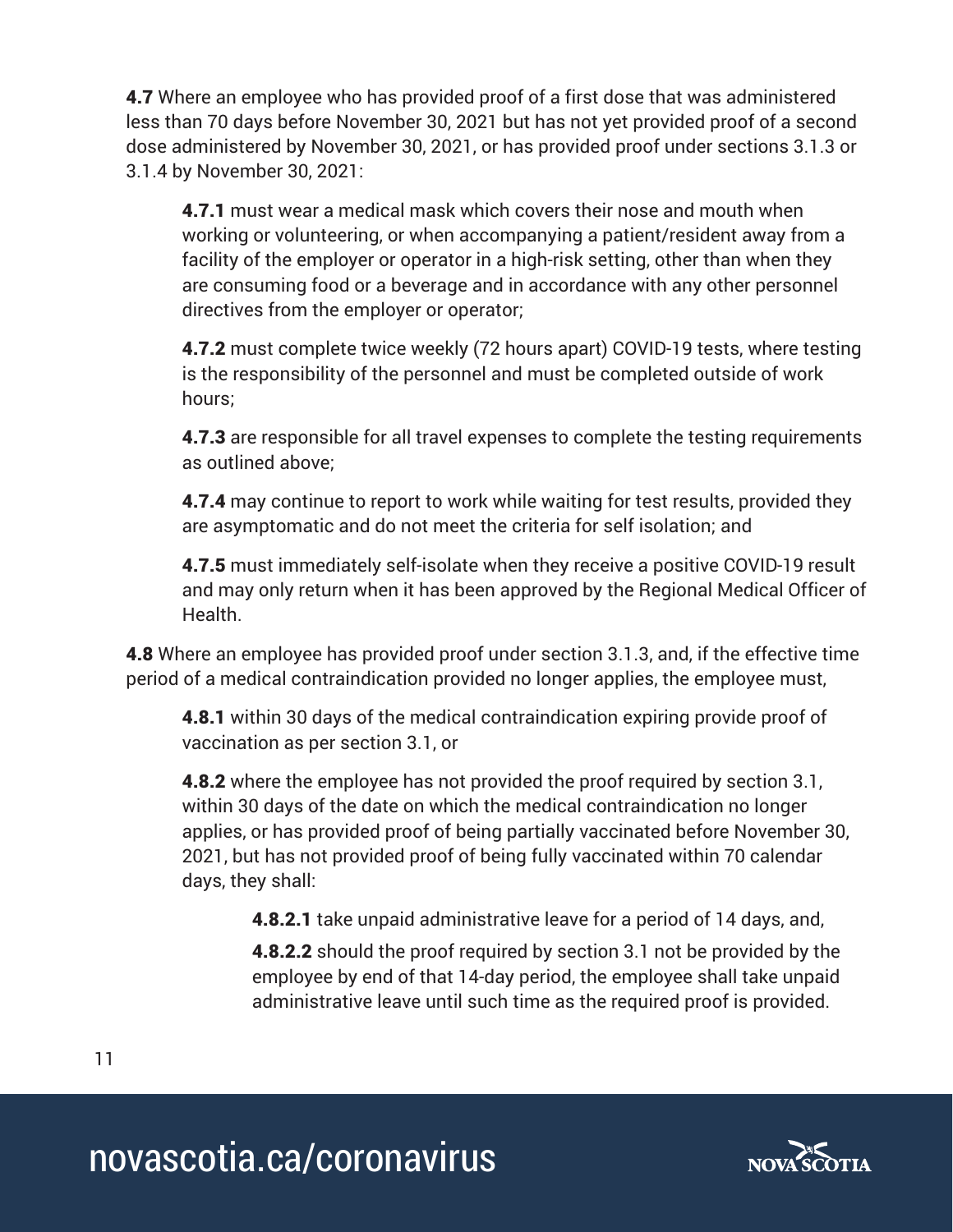**4.7** Where an employee who has provided proof of a first dose that was administered less than 70 days before November 30, 2021 but has not yet provided proof of a second dose administered by November 30, 2021, or has provided proof under sections 3.1.3 or 3.1.4 by November 30, 2021:

> **4.7.1** must wear a medical mask which covers their nose and mouth when working or volunteering, or when accompanying a patient/resident away from a facility of the employer or operator in a high-risk setting, other than when they are consuming food or a beverage and in accordance with any other personnel directives from the employer or operator;
>
> **4.7.2** must complete twice weekly (72 hours apart) COVID-19 tests, where testing is the responsibility of the personnel and must be completed outside of work hours;
>
> **4.7.3** are responsible for all travel expenses to complete the testing requirements as outlined above;
>
> **4.7.4** may continue to report to work while waiting for test results, provided they are asymptomatic and do not meet the criteria for self isolation; and
>
> **4.7.5** must immediately self-isolate when they receive a positive COVID-19 result and may only return when it has been approved by the Regional Medical Officer of Health.

**4.8** Where an employee has provided proof under section 3.1.3, and, if the effective time period of a medical contraindication provided no longer applies, the employee must,

> **4.8.1** within 30 days of the medical contraindication expiring provide proof of vaccination as per section 3.1, or
>
> **4.8.2** where the employee has not provided the proof required by section 3.1, within 30 days of the date on which the medical contraindication no longer applies, or has provided proof of being partially vaccinated before November 30, 2021, but has not provided proof of being fully vaccinated within 70 calendar days, they shall:
>
> > **4.8.2.1** take unpaid administrative leave for a period of 14 days, and,
> >
> > **4.8.2.2** should the proof required by section 3.1 not be provided by the employee by end of that 14-day period, the employee shall take unpaid administrative leave until such time as the required proof is provided.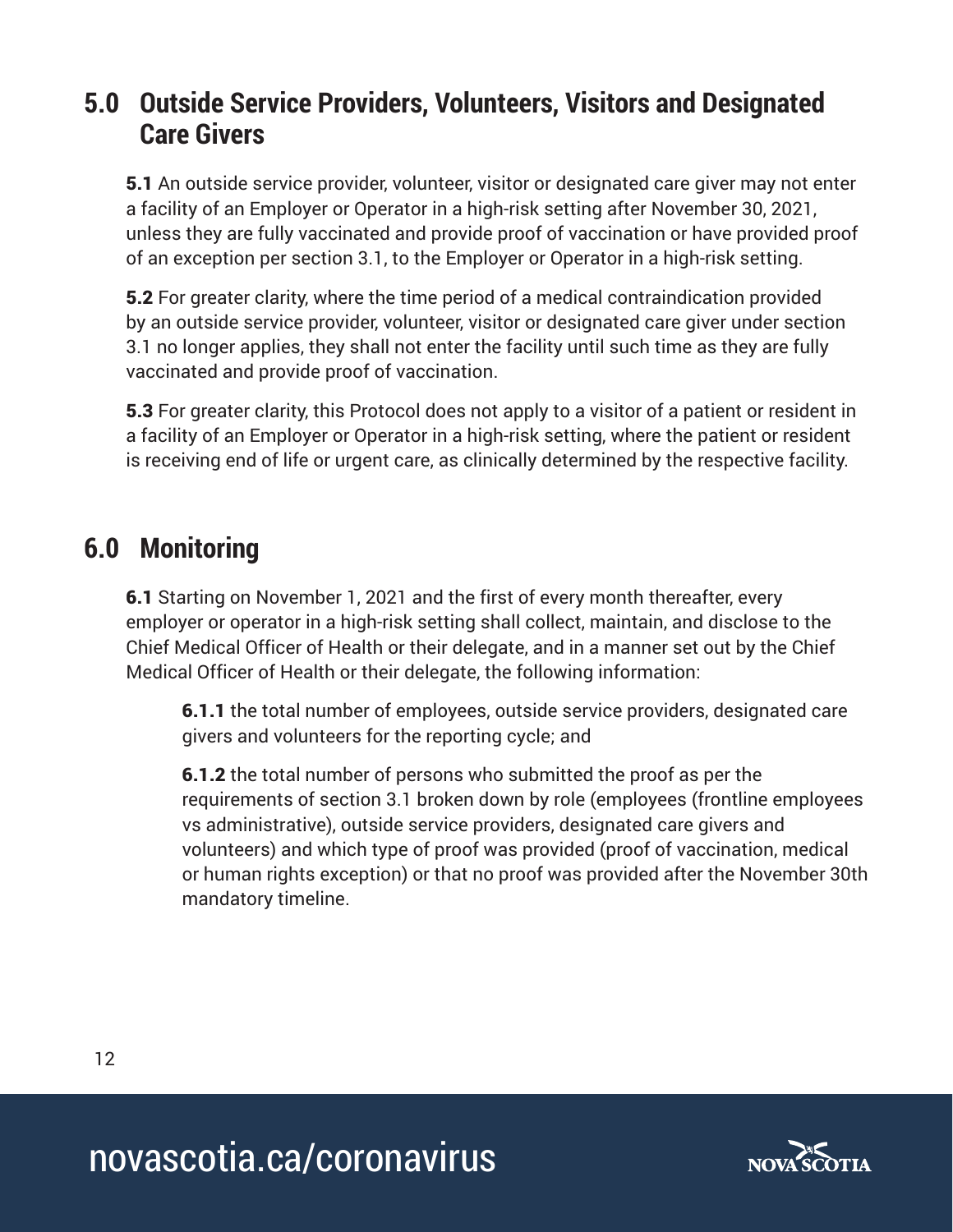## 5.0 Outside Service Providers, Volunteers, Visitors and Designated Care Givers

**5.1** An outside service provider, volunteer, visitor or designated care giver may not enter a facility of an Employer or Operator in a high-risk setting after November 30, 2021, unless they are fully vaccinated and provide proof of vaccination or have provided proof of an exception per section 3.1, to the Employer or Operator in a high-risk setting.

**5.2** For greater clarity, where the time period of a medical contraindication provided by an outside service provider, volunteer, visitor or designated care giver under section 3.1 no longer applies, they shall not enter the facility until such time as they are fully vaccinated and provide proof of vaccination.

**5.3** For greater clarity, this Protocol does not apply to a visitor of a patient or resident in a facility of an Employer or Operator in a high-risk setting, where the patient or resident is receiving end of life or urgent care, as clinically determined by the respective facility.

## 6.0 Monitoring

**6.1** Starting on November 1, 2021 and the first of every month thereafter, every employer or operator in a high-risk setting shall collect, maintain, and disclose to the Chief Medical Officer of Health or their delegate, and in a manner set out by the Chief Medical Officer of Health or their delegate, the following information:

**6.1.1** the total number of employees, outside service providers, designated care givers and volunteers for the reporting cycle; and

**6.1.2** the total number of persons who submitted the proof as per the requirements of section 3.1 broken down by role (employees (frontline employees vs administrative), outside service providers, designated care givers and volunteers) and which type of proof was provided (proof of vaccination, medical or human rights exception) or that no proof was provided after the November 30th mandatory timeline.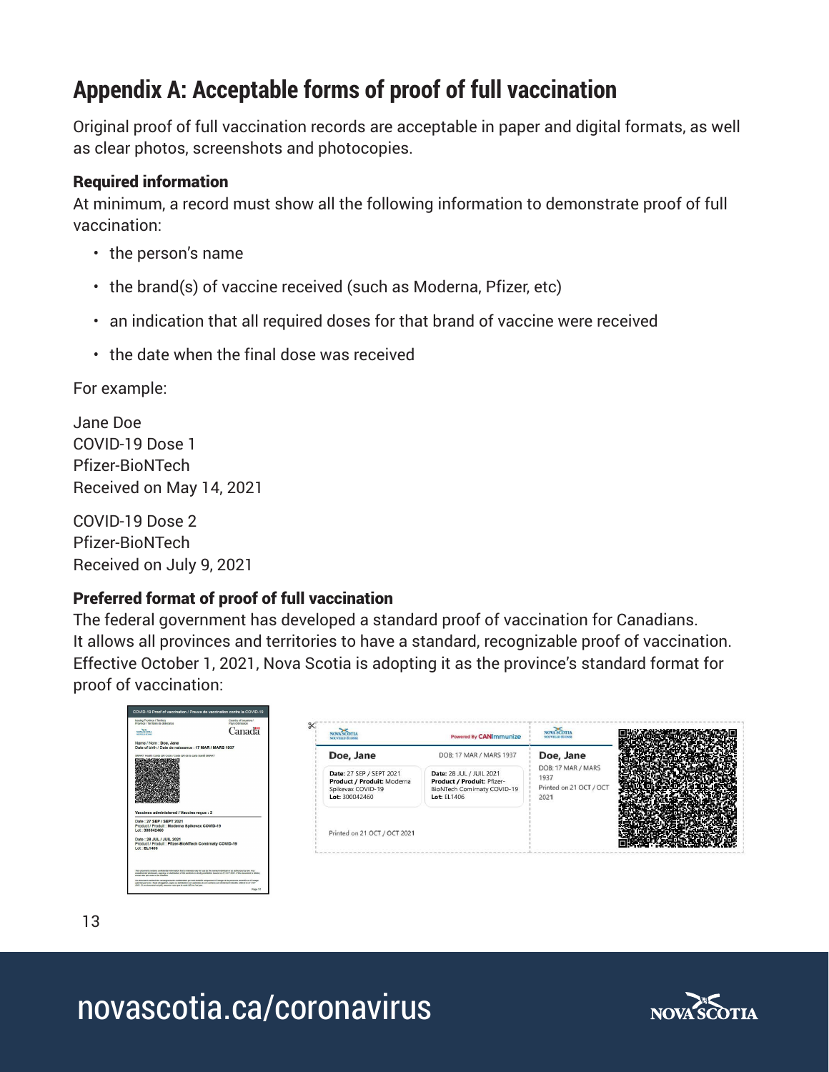# Appendix A: Acceptable forms of proof of full vaccination

Original proof of full vaccination records are acceptable in paper and digital formats, as well as clear photos, screenshots and photocopies.

### Required information

At minimum, a record must show all the following information to demonstrate proof of full vaccination:

- the person's name
- the brand(s) of vaccine received (such as Moderna, Pfizer, etc)
- an indication that all required doses for that brand of vaccine were received
- the date when the final dose was received

For example:

Jane Doe
COVID-19 Dose 1
Pfizer-BioNTech
Received on May 14, 2021

COVID-19 Dose 2
Pfizer-BioNTech
Received on July 9, 2021

### Preferred format of proof of full vaccination

The federal government has developed a standard proof of vaccination for Canadians. It allows all provinces and territories to have a standard, recognizable proof of vaccination. Effective October 1, 2021, Nova Scotia is adopting it as the province's standard format for proof of vaccination: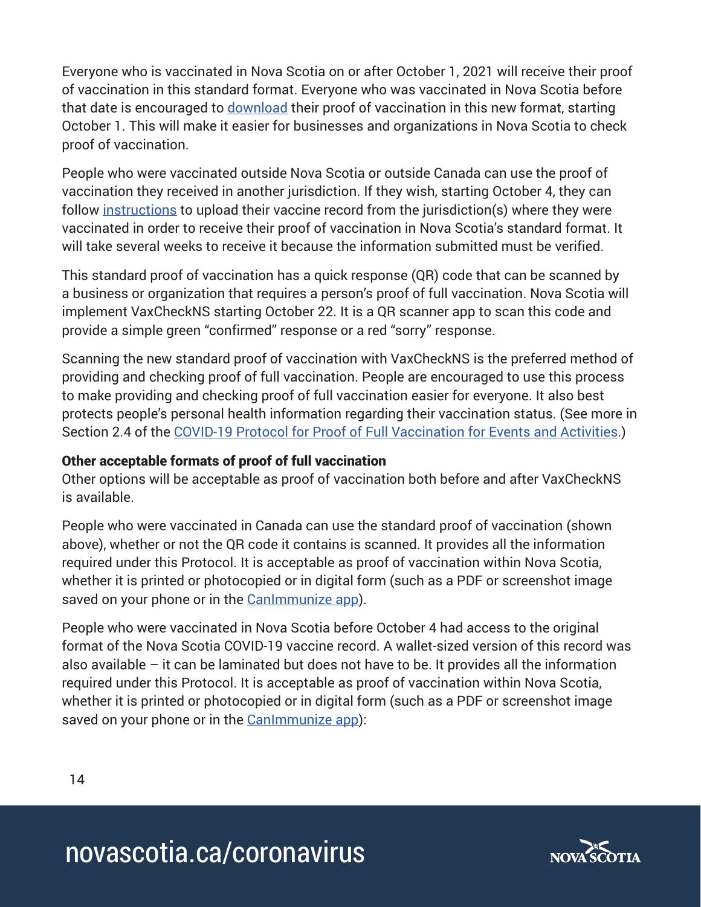Everyone who is vaccinated in Nova Scotia on or after October 1, 2021 will receive their proof of vaccination in this standard format. Everyone who was vaccinated in Nova Scotia before that date is encouraged to [download](#) their proof of vaccination in this new format, starting October 1. This will make it easier for businesses and organizations in Nova Scotia to check proof of vaccination.

People who were vaccinated outside Nova Scotia or outside Canada can use the proof of vaccination they received in another jurisdiction. If they wish, starting October 4, they can follow [instructions](#) to upload their vaccine record from the jurisdiction(s) where they were vaccinated in order to receive their proof of vaccination in Nova Scotia's standard format. It will take several weeks to receive it because the information submitted must be verified.

This standard proof of vaccination has a quick response (QR) code that can be scanned by a business or organization that requires a person's proof of full vaccination. Nova Scotia will implement VaxCheckNS starting October 22. It is a QR scanner app to scan this code and provide a simple green "confirmed" response or a red "sorry" response.

Scanning the new standard proof of vaccination with VaxCheckNS is the preferred method of providing and checking proof of full vaccination. People are encouraged to use this process to make providing and checking proof of full vaccination easier for everyone. It also best protects people's personal health information regarding their vaccination status. (See more in Section 2.4 of the [COVID-19 Protocol for Proof of Full Vaccination for Events and Activities](#).)

**Other acceptable formats of proof of full vaccination**

Other options will be acceptable as proof of vaccination both before and after VaxCheckNS is available.

People who were vaccinated in Canada can use the standard proof of vaccination (shown above), whether or not the QR code it contains is scanned. It provides all the information required under this Protocol. It is acceptable as proof of vaccination within Nova Scotia, whether it is printed or photocopied or in digital form (such as a PDF or screenshot image saved on your phone or in the [CanImmunize app](#)).

People who were vaccinated in Nova Scotia before October 4 had access to the original format of the Nova Scotia COVID-19 vaccine record. A wallet-sized version of this record was also available – it can be laminated but does not have to be. It provides all the information required under this Protocol. It is acceptable as proof of vaccination within Nova Scotia, whether it is printed or photocopied or in digital form (such as a PDF or screenshot image saved on your phone or in the [CanImmunize app](#)):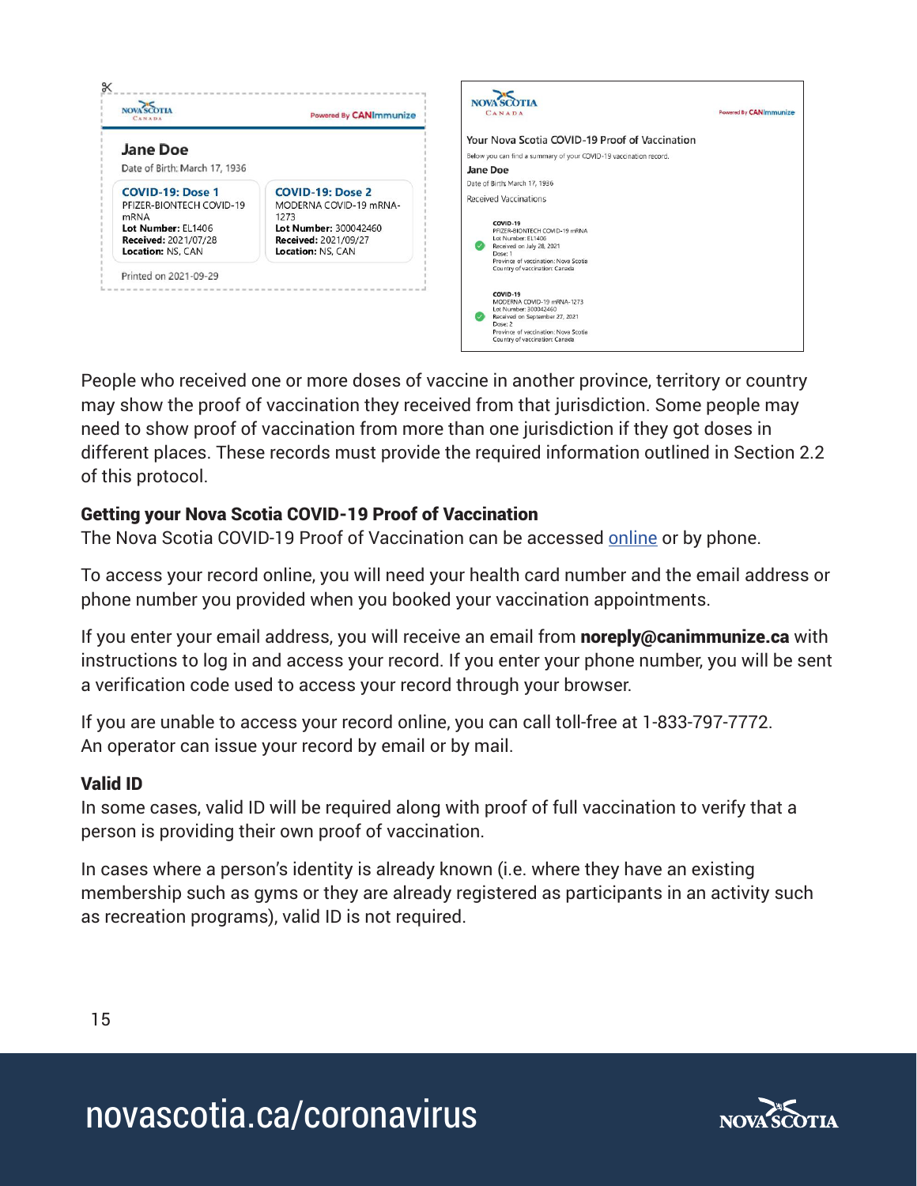NOVA SCOTIA CANADA | Powered By CANImmunize

**Jane Doe**

Date of Birth: March 17, 1936

| **COVID-19: Dose 1** | **COVID-19: Dose 2** |
| --- | --- |
| PFIZER-BIONTECH COVID-19 mRNA | MODERNA COVID-19 mRNA-1273 |
| **Lot Number:** EL1406 | **Lot Number:** 300042460 |
| **Received:** 2021/07/28 | **Received:** 2021/09/27 |
| **Location:** NS, CAN | **Location:** NS, CAN |

Printed on 2021-09-29

NOVA SCOTIA CANADA | Powered By CANImmunize

Your Nova Scotia COVID-19 Proof of Vaccination

Below you can find a summary of your COVID-19 vaccination record.

**Jane Doe**

Date of Birth: March 17, 1936

Received Vaccinations

COVID-19
PFIZER-BIONTECH COVID-19 mRNA
Lot Number: EL1406
Received on July 28, 2021
Dose: 1
Province of vaccination: Nova Scotia
Country of vaccination: Canada

COVID-19
MODERNA COVID-19 mRNA-1273
Lot Number: 300042460
Received on September 27, 2021
Dose: 2
Province of vaccination: Nova Scotia
Country of vaccination: Canada

People who received one or more doses of vaccine in another province, territory or country may show the proof of vaccination they received from that jurisdiction. Some people may need to show proof of vaccination from more than one jurisdiction if they got doses in different places. These records must provide the required information outlined in Section 2.2 of this protocol.

### Getting your Nova Scotia COVID-19 Proof of Vaccination

The Nova Scotia COVID-19 Proof of Vaccination can be accessed online or by phone.

To access your record online, you will need your health card number and the email address or phone number you provided when you booked your vaccination appointments.

If you enter your email address, you will receive an email from **noreply@canimmunize.ca** with instructions to log in and access your record. If you enter your phone number, you will be sent a verification code used to access your record through your browser.

If you are unable to access your record online, you can call toll-free at 1-833-797-7772. An operator can issue your record by email or by mail.

### Valid ID

In some cases, valid ID will be required along with proof of full vaccination to verify that a person is providing their own proof of vaccination.

In cases where a person's identity is already known (i.e. where they have an existing membership such as gyms or they are already registered as participants in an activity such as recreation programs), valid ID is not required.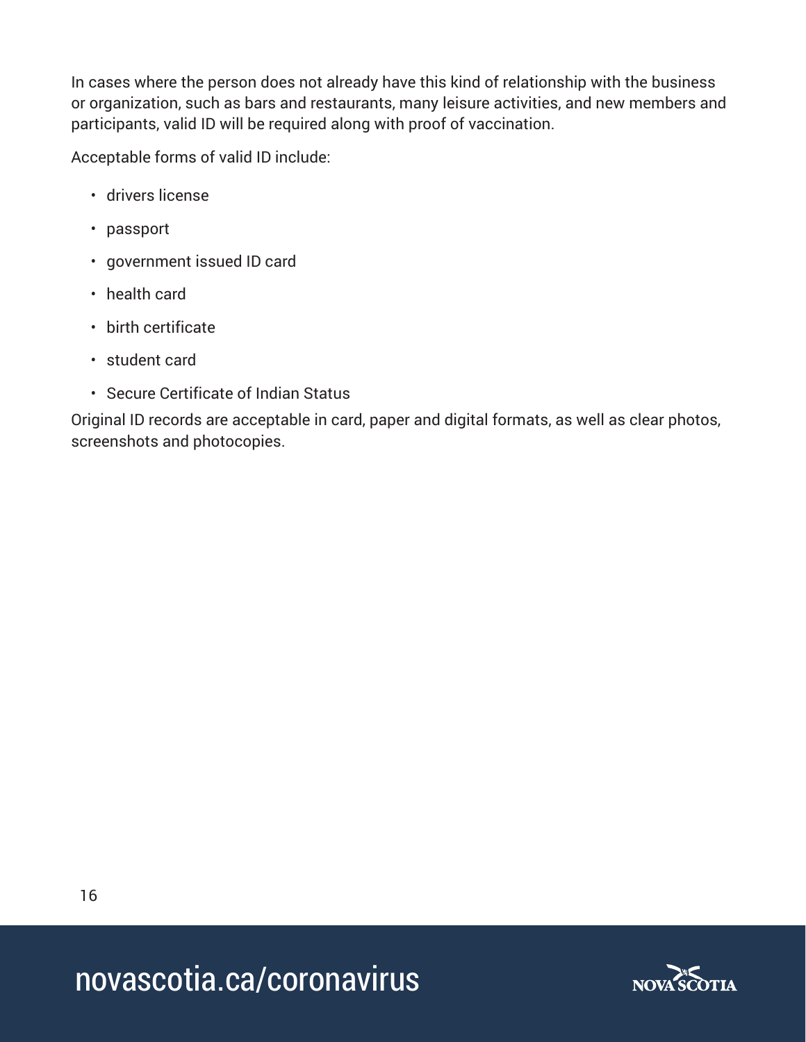In cases where the person does not already have this kind of relationship with the business or organization, such as bars and restaurants, many leisure activities, and new members and participants, valid ID will be required along with proof of vaccination.

Acceptable forms of valid ID include:

- drivers license
- passport
- government issued ID card
- health card
- birth certificate
- student card
- Secure Certificate of Indian Status

Original ID records are acceptable in card, paper and digital formats, as well as clear photos, screenshots and photocopies.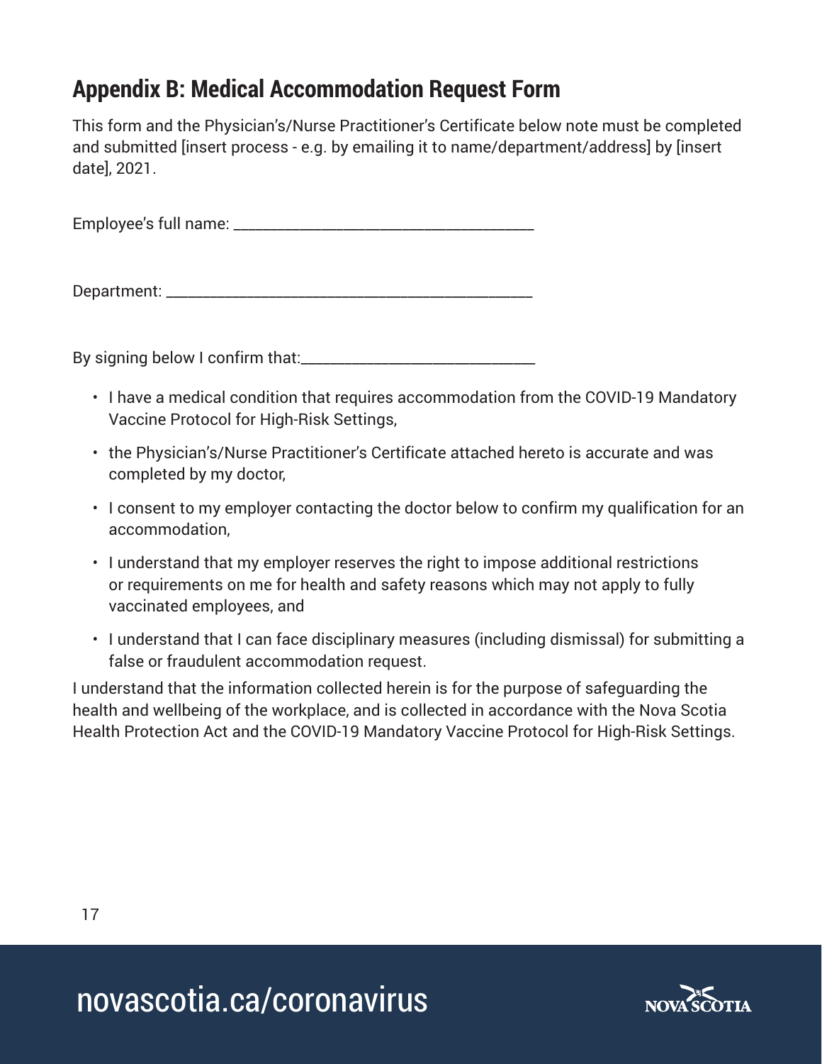## Appendix B: Medical Accommodation Request Form

This form and the Physician's/Nurse Practitioner's Certificate below note must be completed and submitted [insert process - e.g. by emailing it to name/department/address] by [insert date], 2021.

Employee's full name: ________________________________________

Department: ________________________________________________

By signing below I confirm that:______________________________

- I have a medical condition that requires accommodation from the COVID-19 Mandatory Vaccine Protocol for High-Risk Settings,
- the Physician's/Nurse Practitioner's Certificate attached hereto is accurate and was completed by my doctor,
- I consent to my employer contacting the doctor below to confirm my qualification for an accommodation,
- I understand that my employer reserves the right to impose additional restrictions or requirements on me for health and safety reasons which may not apply to fully vaccinated employees, and
- I understand that I can face disciplinary measures (including dismissal) for submitting a false or fraudulent accommodation request.

I understand that the information collected herein is for the purpose of safeguarding the health and wellbeing of the workplace, and is collected in accordance with the Nova Scotia Health Protection Act and the COVID-19 Mandatory Vaccine Protocol for High-Risk Settings.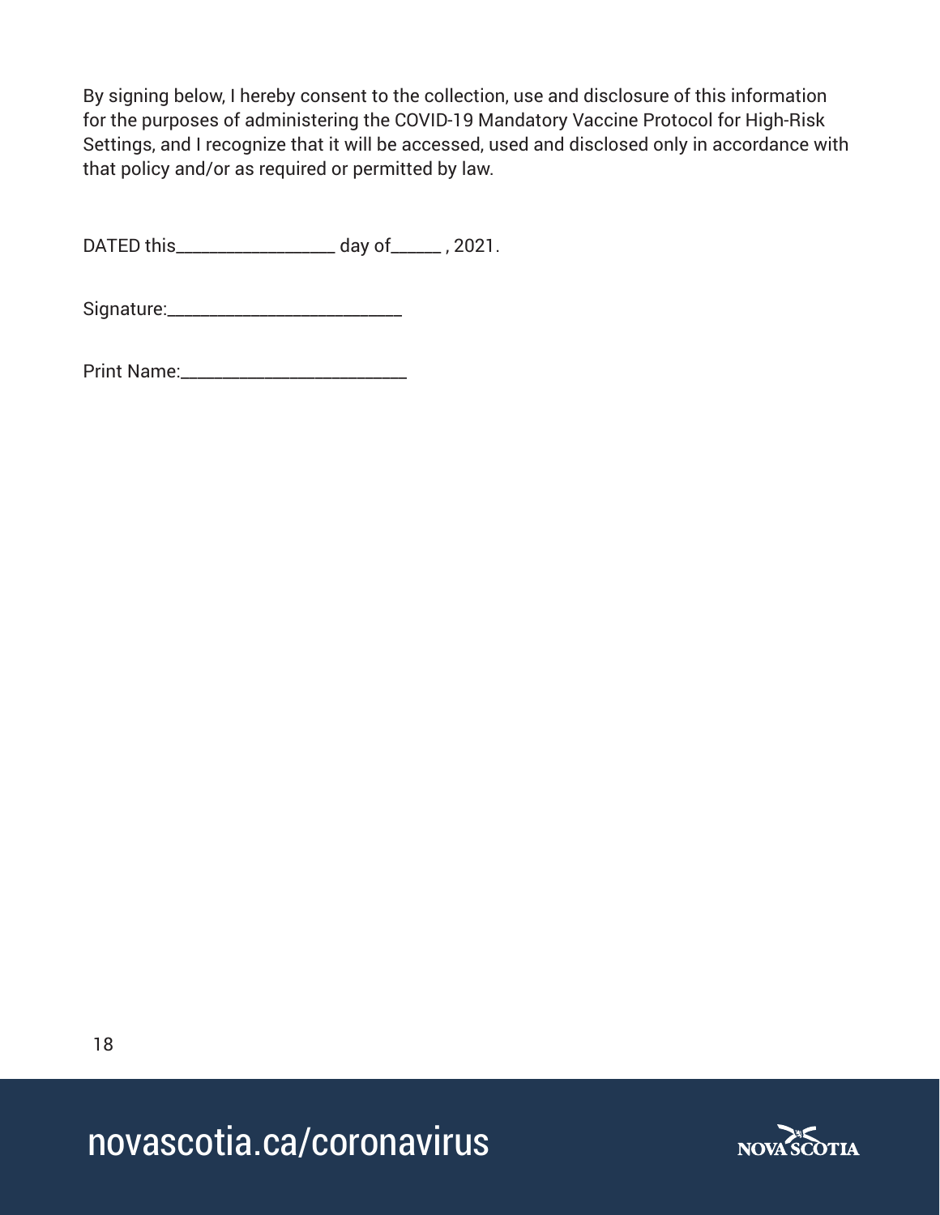By signing below, I hereby consent to the collection, use and disclosure of this information for the purposes of administering the COVID-19 Mandatory Vaccine Protocol for High-Risk Settings, and I recognize that it will be accessed, used and disclosed only in accordance with that policy and/or as required or permitted by law.

DATED this__________________ day of______ , 2021.

Signature:__________________________

Print Name:_________________________